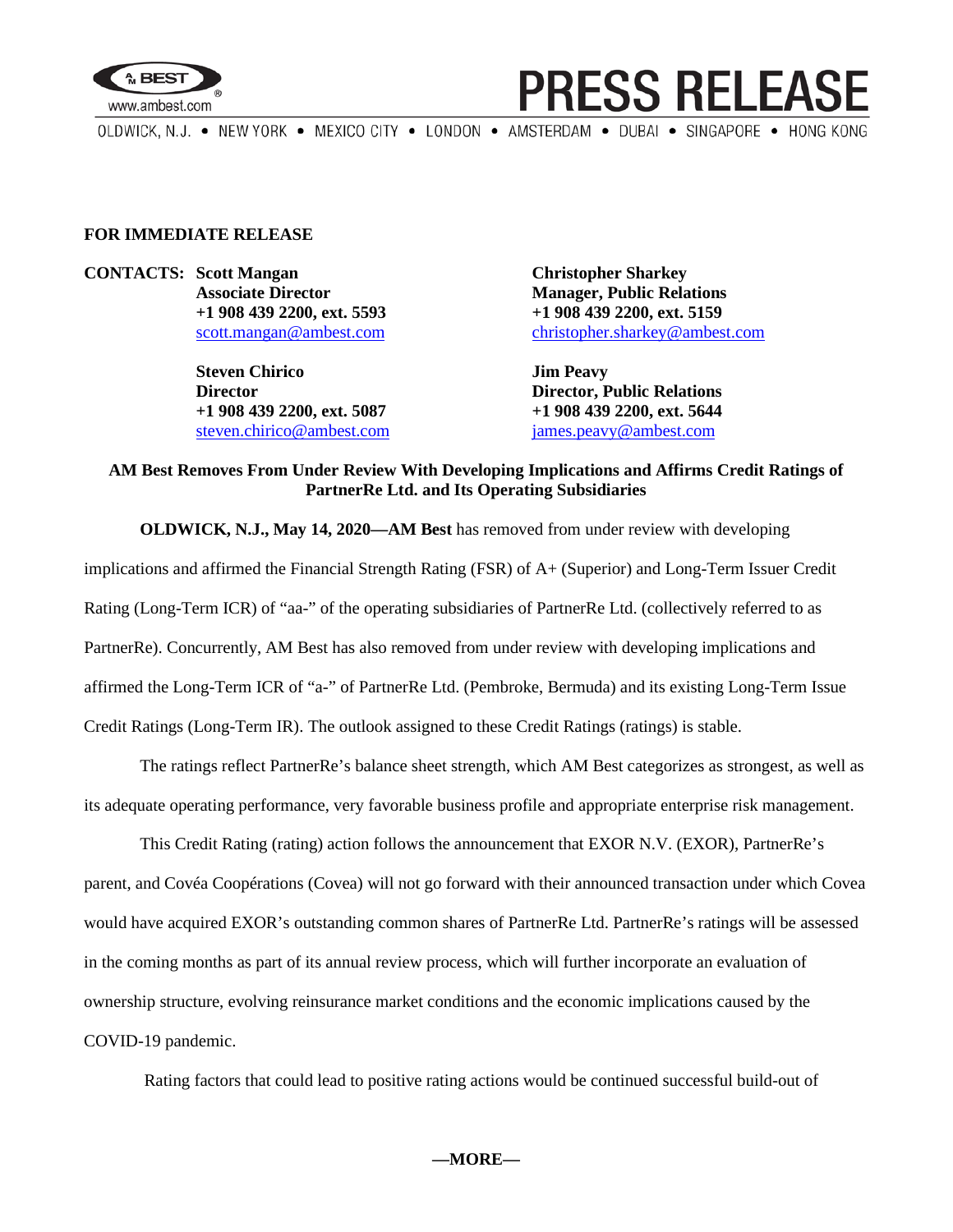**FOR IMMEDIATE RELEASE**

**CONTACTS:** **Scott Mangan**
**Associate Director**
**+1 908 439 2200, ext. 5593**
scott.mangan@ambest.com

**Steven Chirico**
**Director**
**+1 908 439 2200, ext. 5087**
steven.chirico@ambest.com

**Christopher Sharkey**
**Manager, Public Relations**
**+1 908 439 2200, ext. 5159**
christopher.sharkey@ambest.com

**Jim Peavy**
**Director, Public Relations**
**+1 908 439 2200, ext. 5644**
james.peavy@ambest.com

**AM Best Removes From Under Review With Developing Implications and Affirms Credit Ratings of PartnerRe Ltd. and Its Operating Subsidiaries**

**OLDWICK, N.J., May 14, 2020—AM Best** has removed from under review with developing implications and affirmed the Financial Strength Rating (FSR) of A+ (Superior) and Long-Term Issuer Credit Rating (Long-Term ICR) of "aa-" of the operating subsidiaries of PartnerRe Ltd. (collectively referred to as PartnerRe). Concurrently, AM Best has also removed from under review with developing implications and affirmed the Long-Term ICR of "a-" of PartnerRe Ltd. (Pembroke, Bermuda) and its existing Long-Term Issue Credit Ratings (Long-Term IR). The outlook assigned to these Credit Ratings (ratings) is stable.

The ratings reflect PartnerRe's balance sheet strength, which AM Best categorizes as strongest, as well as its adequate operating performance, very favorable business profile and appropriate enterprise risk management.

This Credit Rating (rating) action follows the announcement that EXOR N.V. (EXOR), PartnerRe's parent, and Covéa Coopérations (Covea) will not go forward with their announced transaction under which Covea would have acquired EXOR's outstanding common shares of PartnerRe Ltd. PartnerRe's ratings will be assessed in the coming months as part of its annual review process, which will further incorporate an evaluation of ownership structure, evolving reinsurance market conditions and the economic implications caused by the COVID-19 pandemic.

Rating factors that could lead to positive rating actions would be continued successful build-out of

**—MORE—**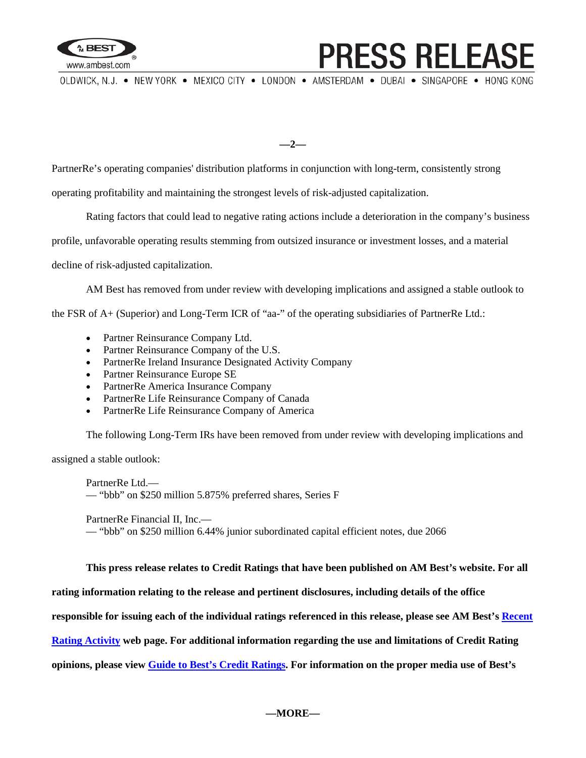PartnerRe's operating companies' distribution platforms in conjunction with long-term, consistently strong operating profitability and maintaining the strongest levels of risk-adjusted capitalization.

Rating factors that could lead to negative rating actions include a deterioration in the company's business profile, unfavorable operating results stemming from outsized insurance or investment losses, and a material decline of risk-adjusted capitalization.

AM Best has removed from under review with developing implications and assigned a stable outlook to the FSR of A+ (Superior) and Long-Term ICR of "aa-" of the operating subsidiaries of PartnerRe Ltd.:

- Partner Reinsurance Company Ltd.
- Partner Reinsurance Company of the U.S.
- PartnerRe Ireland Insurance Designated Activity Company
- Partner Reinsurance Europe SE
- PartnerRe America Insurance Company
- PartnerRe Life Reinsurance Company of Canada
- PartnerRe Life Reinsurance Company of America

The following Long-Term IRs have been removed from under review with developing implications and assigned a stable outlook:

PartnerRe Ltd.—
— "bbb" on $250 million 5.875% preferred shares, Series F

PartnerRe Financial II, Inc.—
— "bbb" on $250 million 6.44% junior subordinated capital efficient notes, due 2066

**This press release relates to Credit Ratings that have been published on AM Best's website. For all rating information relating to the release and pertinent disclosures, including details of the office responsible for issuing each of the individual ratings referenced in this release, please see AM Best's Recent Rating Activity web page. For additional information regarding the use and limitations of Credit Rating opinions, please view Guide to Best's Credit Ratings. For information on the proper media use of Best's**

—MORE—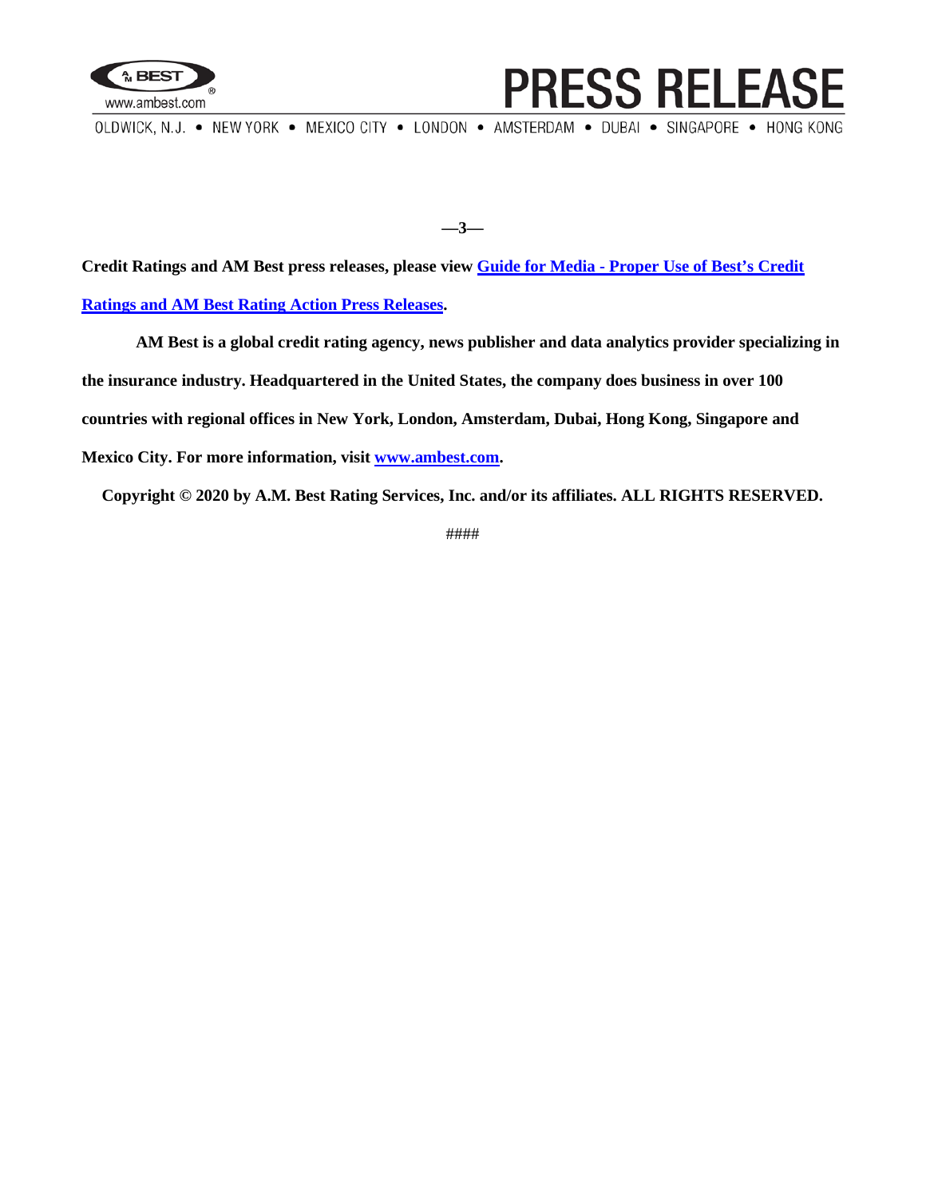**Credit Ratings and AM Best press releases, please view [Guide for Media - Proper Use of Best's Credit Ratings and AM Best Rating Action Press Releases](Guide for Media - Proper Use of Best's Credit Ratings and AM Best Rating Action Press Releases).**

**AM Best is a global credit rating agency, news publisher and data analytics provider specializing in the insurance industry. Headquartered in the United States, the company does business in over 100 countries with regional offices in New York, London, Amsterdam, Dubai, Hong Kong, Singapore and Mexico City. For more information, visit [www.ambest.com](www.ambest.com).**

**Copyright © 2020 by A.M. Best Rating Services, Inc. and/or its affiliates. ALL RIGHTS RESERVED.**

####